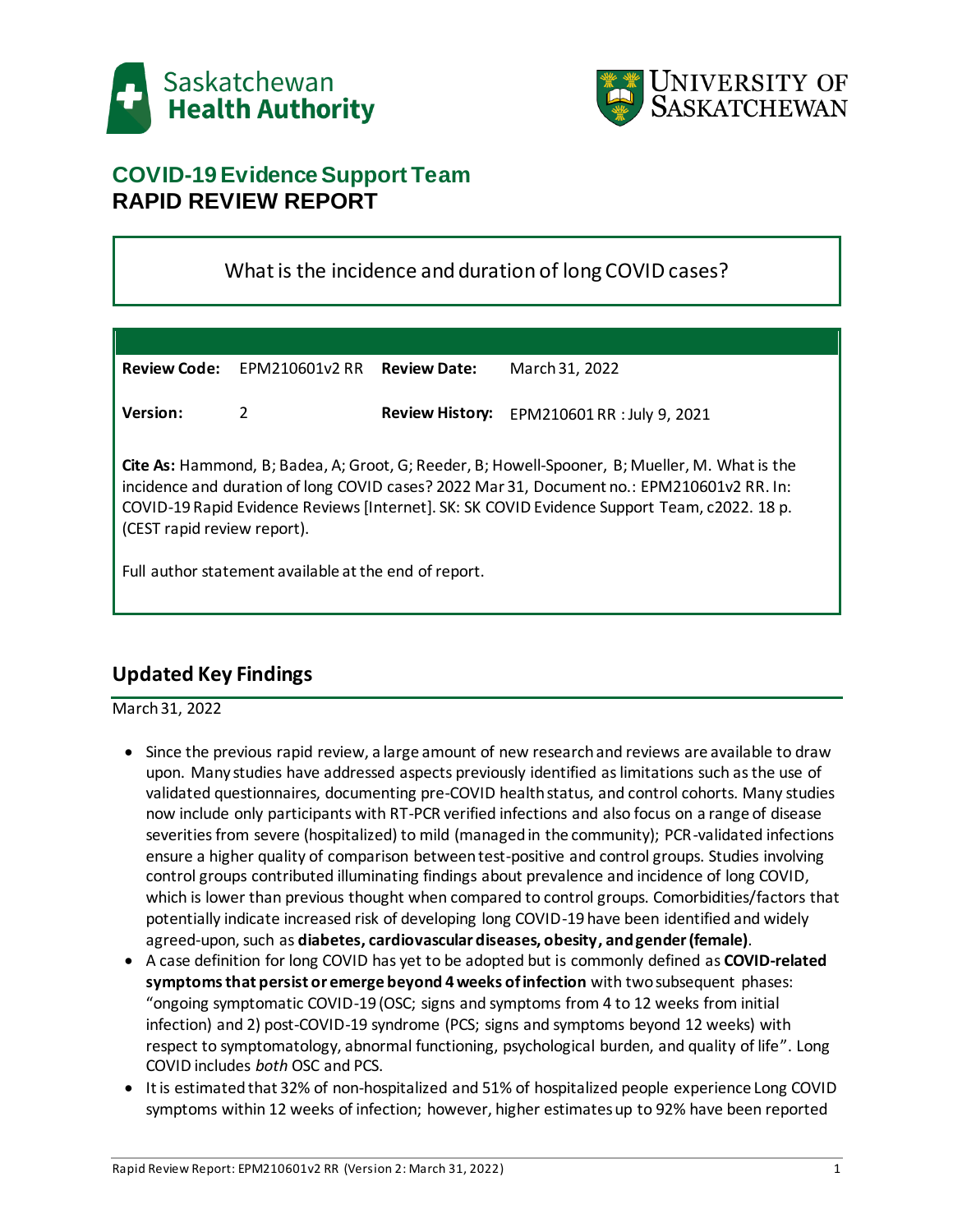## COVID-19 Evidence Support Team
# RAPID REVIEW REPORT

What is the incidence and duration of long COVID cases?

| | | | |
|---|---|---|---|
| **Review Code:** | EPM210601v2 RR | **Review Date:** | March 31, 2022 |
| **Version:** | 2 | **Review History:** | EPM210601 RR : July 9, 2021 |

**Cite As:** Hammond, B; Badea, A; Groot, G; Reeder, B; Howell-Spooner, B; Mueller, M. What is the incidence and duration of long COVID cases? 2022 Mar 31, Document no.: EPM210601v2 RR. In: COVID-19 Rapid Evidence Reviews [Internet]. SK: SK COVID Evidence Support Team, c2022. 18 p. (CEST rapid review report).

Full author statement available at the end of report.

## Updated Key Findings

March 31, 2022

- Since the previous rapid review, a large amount of new research and reviews are available to draw upon. Many studies have addressed aspects previously identified as limitations such as the use of validated questionnaires, documenting pre-COVID health status, and control cohorts. Many studies now include only participants with RT-PCR verified infections and also focus on a range of disease severities from severe (hospitalized) to mild (managed in the community); PCR-validated infections ensure a higher quality of comparison between test-positive and control groups. Studies involving control groups contributed illuminating findings about prevalence and incidence of long COVID, which is lower than previous thought when compared to control groups. Comorbidities/factors that potentially indicate increased risk of developing long COVID-19 have been identified and widely agreed-upon, such as **diabetes, cardiovascular diseases, obesity, and gender (female)**.
- A case definition for long COVID has yet to be adopted but is commonly defined as **COVID-related symptoms that persist or emerge beyond 4 weeks of infection** with two subsequent phases: "ongoing symptomatic COVID-19 (OSC; signs and symptoms from 4 to 12 weeks from initial infection) and 2) post-COVID-19 syndrome (PCS; signs and symptoms beyond 12 weeks) with respect to symptomatology, abnormal functioning, psychological burden, and quality of life". Long COVID includes *both* OSC and PCS.
- It is estimated that 32% of non-hospitalized and 51% of hospitalized people experience Long COVID symptoms within 12 weeks of infection; however, higher estimates up to 92% have been reported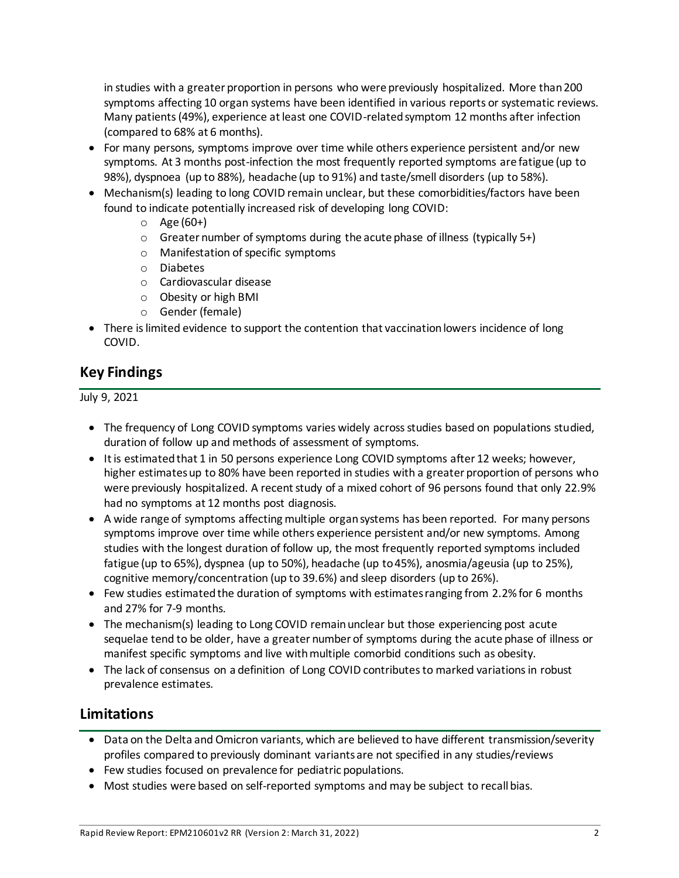in studies with a greater proportion in persons who were previously hospitalized. More than 200 symptoms affecting 10 organ systems have been identified in various reports or systematic reviews. Many patients (49%), experience at least one COVID-related symptom 12 months after infection (compared to 68% at 6 months).

- For many persons, symptoms improve over time while others experience persistent and/or new symptoms. At 3 months post-infection the most frequently reported symptoms are fatigue (up to 98%), dyspnoea (up to 88%), headache (up to 91%) and taste/smell disorders (up to 58%).
- Mechanism(s) leading to long COVID remain unclear, but these comorbidities/factors have been found to indicate potentially increased risk of developing long COVID:
    - Age (60+)
    - Greater number of symptoms during the acute phase of illness (typically 5+)
    - Manifestation of specific symptoms
    - Diabetes
    - Cardiovascular disease
    - Obesity or high BMI
    - Gender (female)
- There is limited evidence to support the contention that vaccination lowers incidence of long COVID.

## Key Findings

July 9, 2021

- The frequency of Long COVID symptoms varies widely across studies based on populations studied, duration of follow up and methods of assessment of symptoms.
- It is estimated that 1 in 50 persons experience Long COVID symptoms after 12 weeks; however, higher estimates up to 80% have been reported in studies with a greater proportion of persons who were previously hospitalized. A recent study of a mixed cohort of 96 persons found that only 22.9% had no symptoms at 12 months post diagnosis.
- A wide range of symptoms affecting multiple organ systems has been reported. For many persons symptoms improve over time while others experience persistent and/or new symptoms. Among studies with the longest duration of follow up, the most frequently reported symptoms included fatigue (up to 65%), dyspnea (up to 50%), headache (up to 45%), anosmia/ageusia (up to 25%), cognitive memory/concentration (up to 39.6%) and sleep disorders (up to 26%).
- Few studies estimated the duration of symptoms with estimates ranging from 2.2% for 6 months and 27% for 7-9 months.
- The mechanism(s) leading to Long COVID remain unclear but those experiencing post acute sequelae tend to be older, have a greater number of symptoms during the acute phase of illness or manifest specific symptoms and live with multiple comorbid conditions such as obesity.
- The lack of consensus on a definition of Long COVID contributes to marked variations in robust prevalence estimates.

## Limitations

- Data on the Delta and Omicron variants, which are believed to have different transmission/severity profiles compared to previously dominant variants are not specified in any studies/reviews
- Few studies focused on prevalence for pediatric populations.
- Most studies were based on self-reported symptoms and may be subject to recall bias.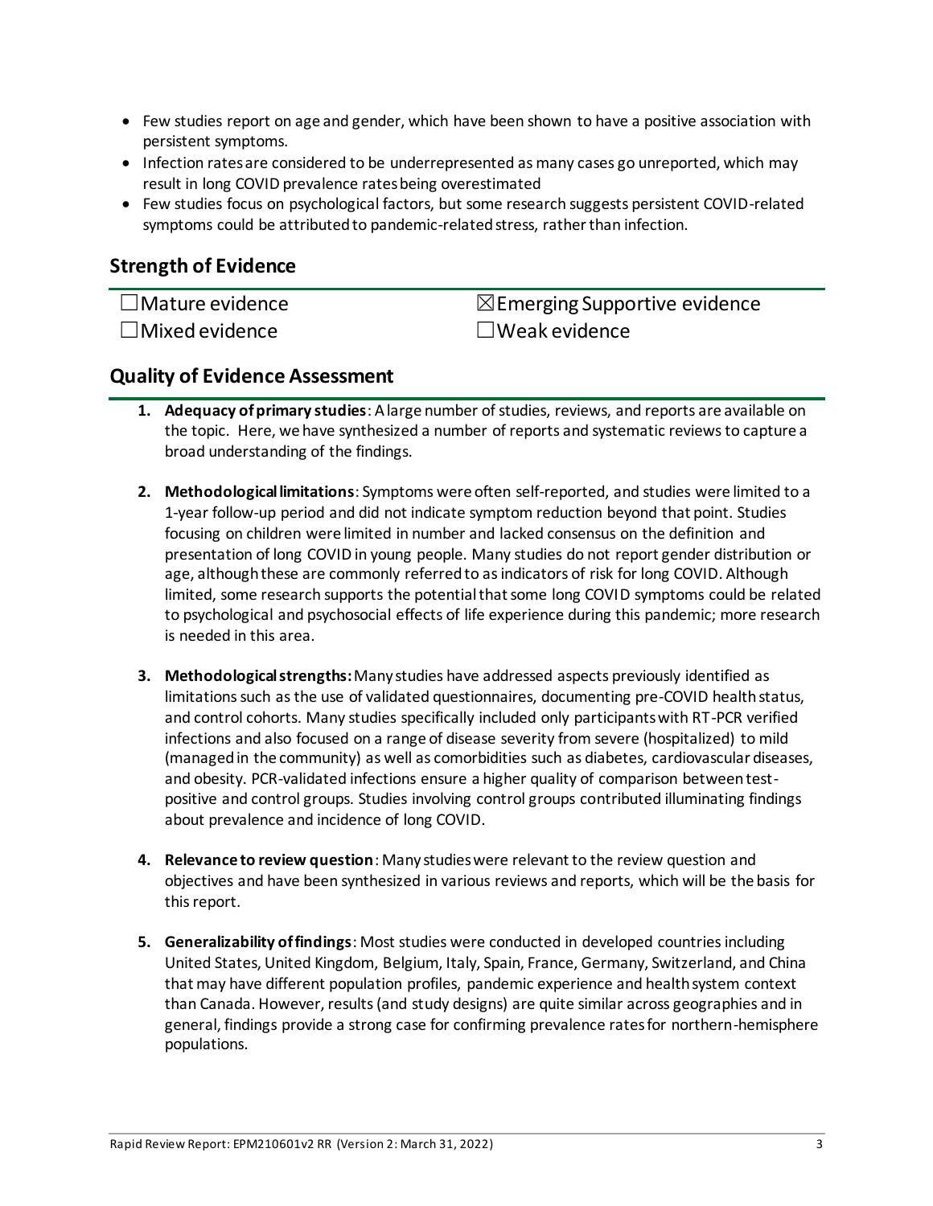- Few studies report on age and gender, which have been shown to have a positive association with persistent symptoms.
- Infection rates are considered to be underrepresented as many cases go unreported, which may result in long COVID prevalence rates being overestimated
- Few studies focus on psychological factors, but some research suggests persistent COVID-related symptoms could be attributed to pandemic-related stress, rather than infection.

## Strength of Evidence

| | |
|---|---|
| ☐Mature evidence | ☒Emerging Supportive evidence |
| ☐Mixed evidence | ☐Weak evidence |

## Quality of Evidence Assessment

1. **Adequacy of primary studies**: A large number of studies, reviews, and reports are available on the topic. Here, we have synthesized a number of reports and systematic reviews to capture a broad understanding of the findings.

2. **Methodological limitations**: Symptoms were often self-reported, and studies were limited to a 1-year follow-up period and did not indicate symptom reduction beyond that point. Studies focusing on children were limited in number and lacked consensus on the definition and presentation of long COVID in young people. Many studies do not report gender distribution or age, although these are commonly referred to as indicators of risk for long COVID. Although limited, some research supports the potential that some long COVID symptoms could be related to psychological and psychosocial effects of life experience during this pandemic; more research is needed in this area.

3. **Methodological strengths:** Many studies have addressed aspects previously identified as limitations such as the use of validated questionnaires, documenting pre-COVID health status, and control cohorts. Many studies specifically included only participants with RT-PCR verified infections and also focused on a range of disease severity from severe (hospitalized) to mild (managed in the community) as well as comorbidities such as diabetes, cardiovascular diseases, and obesity. PCR-validated infections ensure a higher quality of comparison between test-positive and control groups. Studies involving control groups contributed illuminating findings about prevalence and incidence of long COVID.

4. **Relevance to review question**: Many studies were relevant to the review question and objectives and have been synthesized in various reviews and reports, which will be the basis for this report.

5. **Generalizability of findings**: Most studies were conducted in developed countries including United States, United Kingdom, Belgium, Italy, Spain, France, Germany, Switzerland, and China that may have different population profiles, pandemic experience and health system context than Canada. However, results (and study designs) are quite similar across geographies and in general, findings provide a strong case for confirming prevalence rates for northern-hemisphere populations.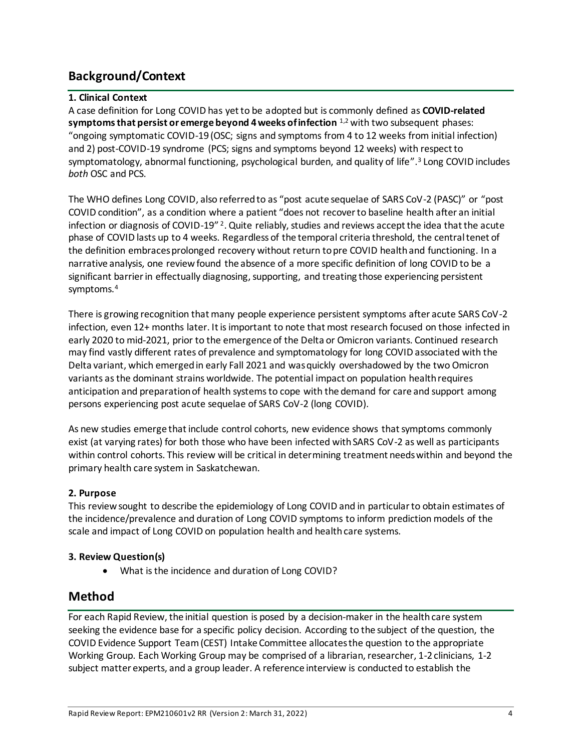## Background/Context

### 1. Clinical Context

A case definition for Long COVID has yet to be adopted but is commonly defined as **COVID-related symptoms that persist or emerge beyond 4 weeks of infection** [1,2] with two subsequent phases: "ongoing symptomatic COVID-19 (OSC; signs and symptoms from 4 to 12 weeks from initial infection) and 2) post-COVID-19 syndrome (PCS; signs and symptoms beyond 12 weeks) with respect to symptomatology, abnormal functioning, psychological burden, and quality of life".[3] Long COVID includes *both* OSC and PCS.

The WHO defines Long COVID, also referred to as "post acute sequelae of SARS CoV-2 (PASC)" or "post COVID condition", as a condition where a patient "does not recover to baseline health after an initial infection or diagnosis of COVID-19" [2]. Quite reliably, studies and reviews accept the idea that the acute phase of COVID lasts up to 4 weeks. Regardless of the temporal criteria threshold, the central tenet of the definition embraces prolonged recovery without return to pre COVID health and functioning. In a narrative analysis, one review found the absence of a more specific definition of long COVID to be a significant barrier in effectually diagnosing, supporting, and treating those experiencing persistent symptoms.[4]

There is growing recognition that many people experience persistent symptoms after acute SARS CoV-2 infection, even 12+ months later. It is important to note that most research focused on those infected in early 2020 to mid-2021, prior to the emergence of the Delta or Omicron variants. Continued research may find vastly different rates of prevalence and symptomatology for long COVID associated with the Delta variant, which emerged in early Fall 2021 and was quickly overshadowed by the two Omicron variants as the dominant strains worldwide. The potential impact on population health requires anticipation and preparation of health systems to cope with the demand for care and support among persons experiencing post acute sequelae of SARS CoV-2 (long COVID).

As new studies emerge that include control cohorts, new evidence shows that symptoms commonly exist (at varying rates) for both those who have been infected with SARS CoV-2 as well as participants within control cohorts. This review will be critical in determining treatment needs within and beyond the primary health care system in Saskatchewan.

### 2. Purpose

This review sought to describe the epidemiology of Long COVID and in particular to obtain estimates of the incidence/prevalence and duration of Long COVID symptoms to inform prediction models of the scale and impact of Long COVID on population health and health care systems.

### 3. Review Question(s)

- What is the incidence and duration of Long COVID?

## Method

For each Rapid Review, the initial question is posed by a decision-maker in the health care system seeking the evidence base for a specific policy decision. According to the subject of the question, the COVID Evidence Support Team (CEST) Intake Committee allocates the question to the appropriate Working Group. Each Working Group may be comprised of a librarian, researcher, 1-2 clinicians, 1-2 subject matter experts, and a group leader. A reference interview is conducted to establish the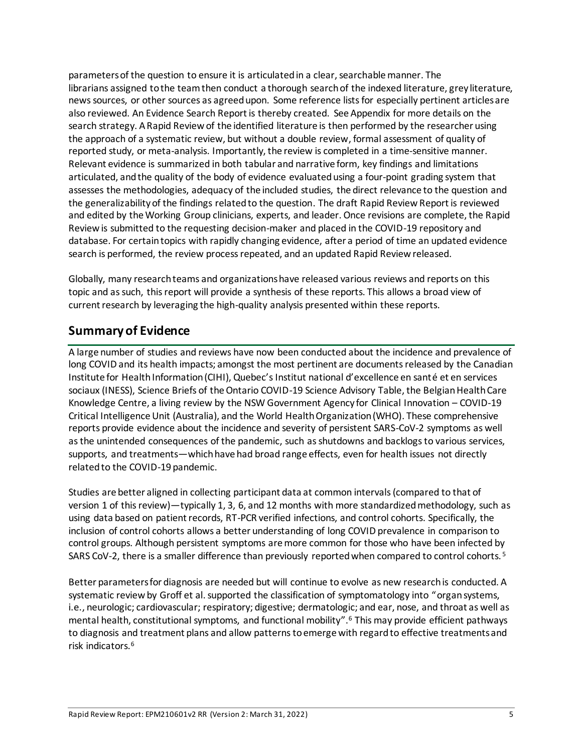parameters of the question to ensure it is articulated in a clear, searchable manner. The librarians assigned to the team then conduct a thorough search of the indexed literature, grey literature, news sources, or other sources as agreed upon. Some reference lists for especially pertinent articles are also reviewed. An Evidence Search Report is thereby created. See Appendix for more details on the search strategy. A Rapid Review of the identified literature is then performed by the researcher using the approach of a systematic review, but without a double review, formal assessment of quality of reported study, or meta-analysis. Importantly, the review is completed in a time-sensitive manner. Relevant evidence is summarized in both tabular and narrative form, key findings and limitations articulated, and the quality of the body of evidence evaluated using a four-point grading system that assesses the methodologies, adequacy of the included studies, the direct relevance to the question and the generalizability of the findings related to the question. The draft Rapid Review Report is reviewed and edited by the Working Group clinicians, experts, and leader. Once revisions are complete, the Rapid Review is submitted to the requesting decision-maker and placed in the COVID-19 repository and database. For certain topics with rapidly changing evidence, after a period of time an updated evidence search is performed, the review process repeated, and an updated Rapid Review released.

Globally, many research teams and organizations have released various reviews and reports on this topic and as such, this report will provide a synthesis of these reports. This allows a broad view of current research by leveraging the high-quality analysis presented within these reports.

## Summary of Evidence

A large number of studies and reviews have now been conducted about the incidence and prevalence of long COVID and its health impacts; amongst the most pertinent are documents released by the Canadian Institute for Health Information (CIHI), Quebec's Institut national d'excellence en santé et en services sociaux (INESS), Science Briefs of the Ontario COVID-19 Science Advisory Table, the Belgian Health Care Knowledge Centre, a living review by the NSW Government Agency for Clinical Innovation – COVID-19 Critical Intelligence Unit (Australia), and the World Health Organization (WHO). These comprehensive reports provide evidence about the incidence and severity of persistent SARS-CoV-2 symptoms as well as the unintended consequences of the pandemic, such as shutdowns and backlogs to various services, supports, and treatments—which have had broad range effects, even for health issues not directly related to the COVID-19 pandemic.

Studies are better aligned in collecting participant data at common intervals (compared to that of version 1 of this review)—typically 1, 3, 6, and 12 months with more standardized methodology, such as using data based on patient records, RT-PCR verified infections, and control cohorts. Specifically, the inclusion of control cohorts allows a better understanding of long COVID prevalence in comparison to control groups. Although persistent symptoms are more common for those who have been infected by SARS CoV-2, there is a smaller difference than previously reported when compared to control cohorts.[5]

Better parameters for diagnosis are needed but will continue to evolve as new research is conducted. A systematic review by Groff et al. supported the classification of symptomatology into "organ systems, i.e., neurologic; cardiovascular; respiratory; digestive; dermatologic; and ear, nose, and throat as well as mental health, constitutional symptoms, and functional mobility".[6] This may provide efficient pathways to diagnosis and treatment plans and allow patterns to emerge with regard to effective treatments and risk indicators.[6]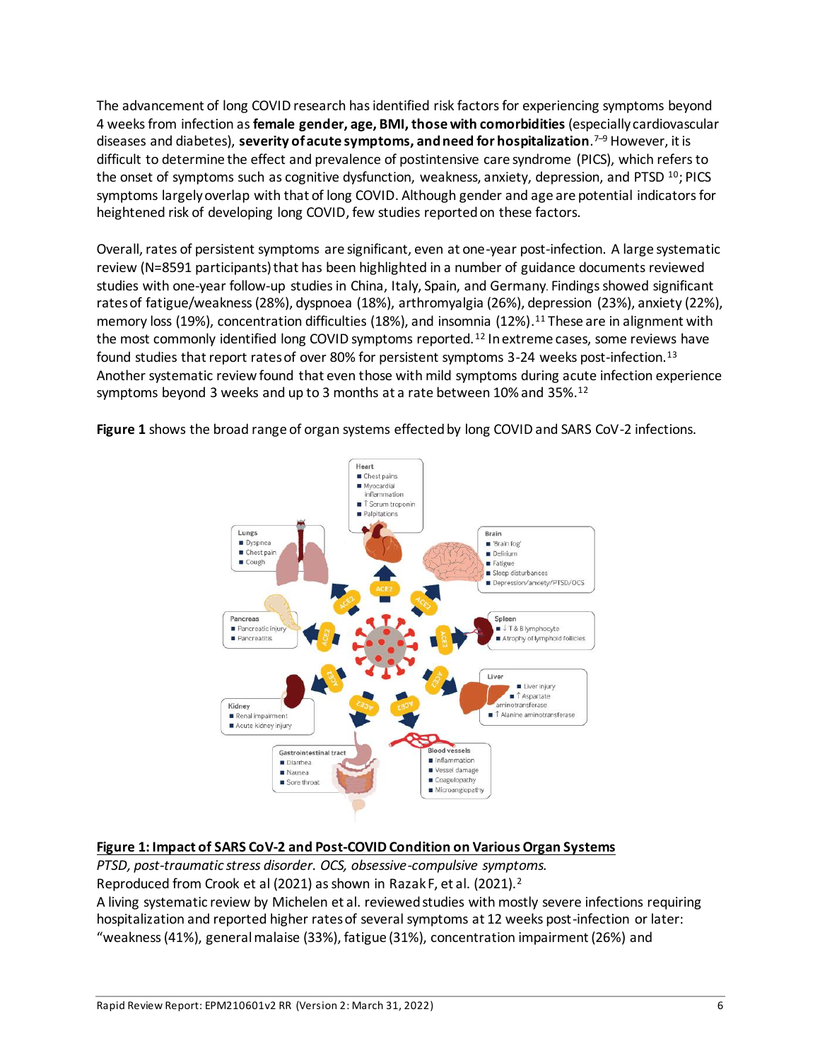The advancement of long COVID research has identified risk factors for experiencing symptoms beyond 4 weeks from infection as **female gender, age, BMI, those with comorbidities** (especially cardiovascular diseases and diabetes), **severity of acute symptoms, and need for hospitalization**.[7–9] However, it is difficult to determine the effect and prevalence of postintensive care syndrome (PICS), which refers to the onset of symptoms such as cognitive dysfunction, weakness, anxiety, depression, and PTSD [10]; PICS symptoms largely overlap with that of long COVID. Although gender and age are potential indicators for heightened risk of developing long COVID, few studies reported on these factors.

Overall, rates of persistent symptoms are significant, even at one-year post-infection. A large systematic review (N=8591 participants) that has been highlighted in a number of guidance documents reviewed studies with one-year follow-up studies in China, Italy, Spain, and Germany. Findings showed significant rates of fatigue/weakness (28%), dyspnoea (18%), arthromyalgia (26%), depression (23%), anxiety (22%), memory loss (19%), concentration difficulties (18%), and insomnia (12%).[11] These are in alignment with the most commonly identified long COVID symptoms reported.[12] In extreme cases, some reviews have found studies that report rates of over 80% for persistent symptoms 3-24 weeks post-infection.[13] Another systematic review found that even those with mild symptoms during acute infection experience symptoms beyond 3 weeks and up to 3 months at a rate between 10% and 35%.[12]

**Figure 1** shows the broad range of organ systems effected by long COVID and SARS CoV-2 infections.

**Figure 1: Impact of SARS CoV-2 and Post-COVID Condition on Various Organ Systems**

*PTSD, post-traumatic stress disorder. OCS, obsessive-compulsive symptoms.*

Reproduced from Crook et al (2021) as shown in Razak F, et al. (2021).[2]

A living systematic review by Michelen et al. reviewed studies with mostly severe infections requiring hospitalization and reported higher rates of several symptoms at 12 weeks post-infection or later: "weakness (41%), general malaise (33%), fatigue (31%), concentration impairment (26%) and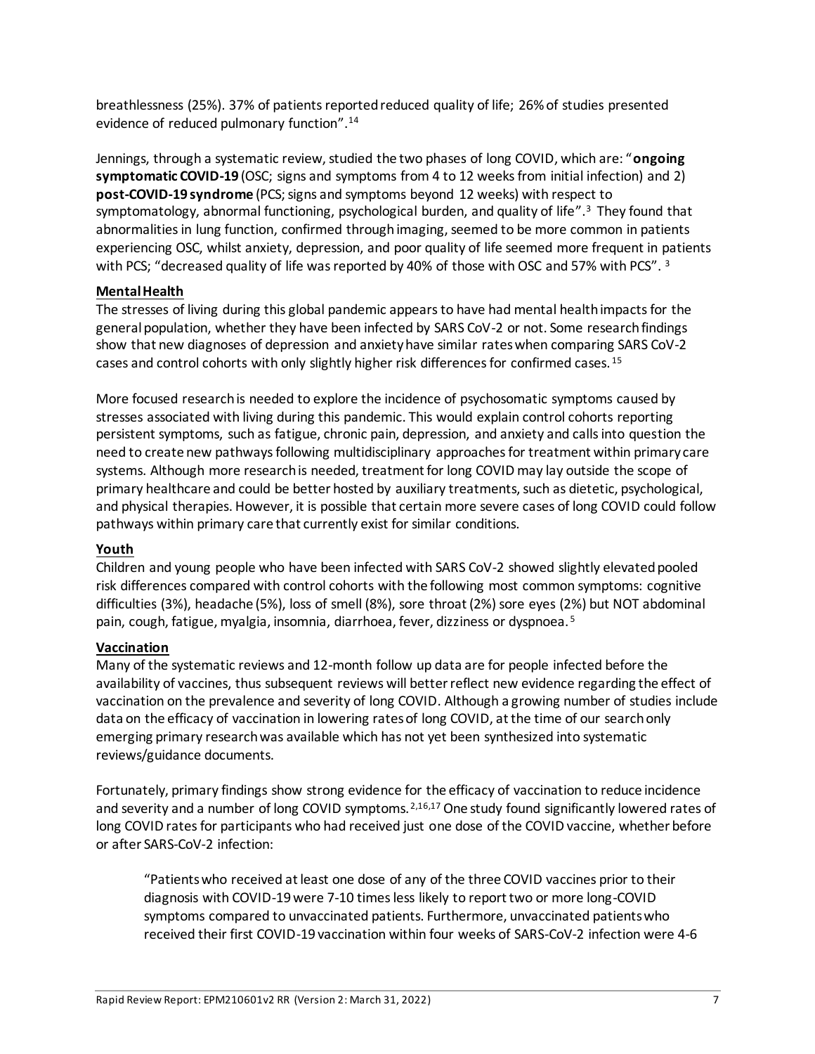breathlessness (25%). 37% of patients reported reduced quality of life; 26% of studies presented evidence of reduced pulmonary function".[14]

Jennings, through a systematic review, studied the two phases of long COVID, which are: "**ongoing symptomatic COVID-19** (OSC; signs and symptoms from 4 to 12 weeks from initial infection) and 2) **post-COVID-19 syndrome** (PCS; signs and symptoms beyond 12 weeks) with respect to symptomatology, abnormal functioning, psychological burden, and quality of life".[3] They found that abnormalities in lung function, confirmed through imaging, seemed to be more common in patients experiencing OSC, whilst anxiety, depression, and poor quality of life seemed more frequent in patients with PCS; "decreased quality of life was reported by 40% of those with OSC and 57% with PCS". [3]

**Mental Health**

The stresses of living during this global pandemic appears to have had mental health impacts for the general population, whether they have been infected by SARS CoV-2 or not. Some research findings show that new diagnoses of depression and anxiety have similar rates when comparing SARS CoV-2 cases and control cohorts with only slightly higher risk differences for confirmed cases.[15]

More focused research is needed to explore the incidence of psychosomatic symptoms caused by stresses associated with living during this pandemic. This would explain control cohorts reporting persistent symptoms, such as fatigue, chronic pain, depression, and anxiety and calls into question the need to create new pathways following multidisciplinary approaches for treatment within primary care systems. Although more research is needed, treatment for long COVID may lay outside the scope of primary healthcare and could be better hosted by auxiliary treatments, such as dietetic, psychological, and physical therapies. However, it is possible that certain more severe cases of long COVID could follow pathways within primary care that currently exist for similar conditions.

**Youth**

Children and young people who have been infected with SARS CoV-2 showed slightly elevated pooled risk differences compared with control cohorts with the following most common symptoms: cognitive difficulties (3%), headache (5%), loss of smell (8%), sore throat (2%) sore eyes (2%) but NOT abdominal pain, cough, fatigue, myalgia, insomnia, diarrhoea, fever, dizziness or dyspnoea.[5]

**Vaccination**

Many of the systematic reviews and 12-month follow up data are for people infected before the availability of vaccines, thus subsequent reviews will better reflect new evidence regarding the effect of vaccination on the prevalence and severity of long COVID. Although a growing number of studies include data on the efficacy of vaccination in lowering rates of long COVID, at the time of our search only emerging primary research was available which has not yet been synthesized into systematic reviews/guidance documents.

Fortunately, primary findings show strong evidence for the efficacy of vaccination to reduce incidence and severity and a number of long COVID symptoms.[2,16,17] One study found significantly lowered rates of long COVID rates for participants who had received just one dose of the COVID vaccine, whether before or after SARS-CoV-2 infection:

> "Patients who received at least one dose of any of the three COVID vaccines prior to their diagnosis with COVID-19 were 7-10 times less likely to report two or more long-COVID symptoms compared to unvaccinated patients. Furthermore, unvaccinated patients who received their first COVID-19 vaccination within four weeks of SARS-CoV-2 infection were 4-6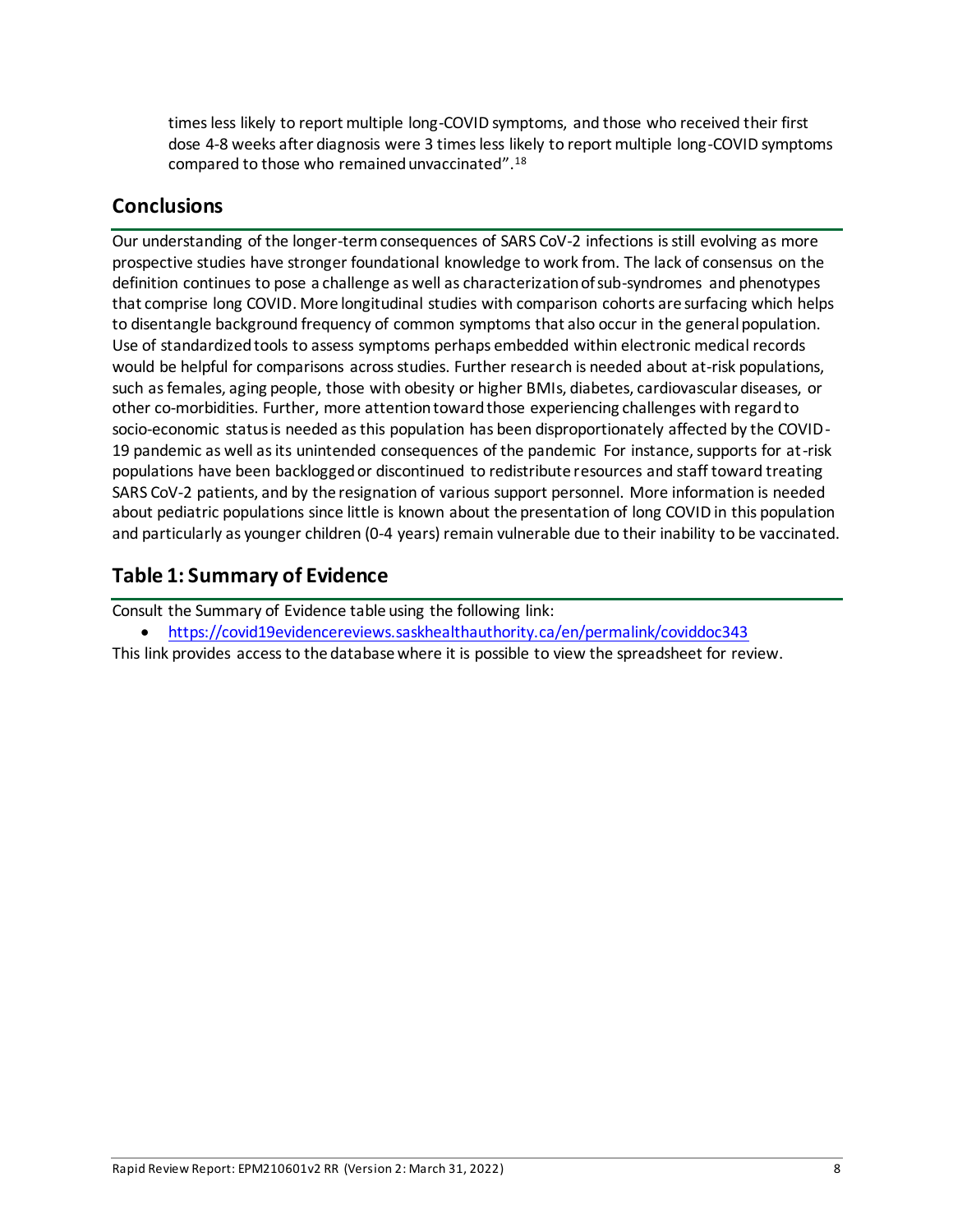times less likely to report multiple long-COVID symptoms, and those who received their first dose 4-8 weeks after diagnosis were 3 times less likely to report multiple long-COVID symptoms compared to those who remained unvaccinated".[18]

## Conclusions

Our understanding of the longer-term consequences of SARS CoV-2 infections is still evolving as more prospective studies have stronger foundational knowledge to work from. The lack of consensus on the definition continues to pose a challenge as well as characterization of sub-syndromes and phenotypes that comprise long COVID. More longitudinal studies with comparison cohorts are surfacing which helps to disentangle background frequency of common symptoms that also occur in the general population. Use of standardized tools to assess symptoms perhaps embedded within electronic medical records would be helpful for comparisons across studies. Further research is needed about at-risk populations, such as females, aging people, those with obesity or higher BMIs, diabetes, cardiovascular diseases, or other co-morbidities. Further, more attention toward those experiencing challenges with regard to socio-economic status is needed as this population has been disproportionately affected by the COVID-19 pandemic as well as its unintended consequences of the pandemic For instance, supports for at-risk populations have been backlogged or discontinued to redistribute resources and staff toward treating SARS CoV-2 patients, and by the resignation of various support personnel. More information is needed about pediatric populations since little is known about the presentation of long COVID in this population and particularly as younger children (0-4 years) remain vulnerable due to their inability to be vaccinated.

## Table 1: Summary of Evidence

Consult the Summary of Evidence table using the following link:

- https://covid19evidencereviews.saskhealthauthority.ca/en/permalink/coviddoc343

This link provides access to the database where it is possible to view the spreadsheet for review.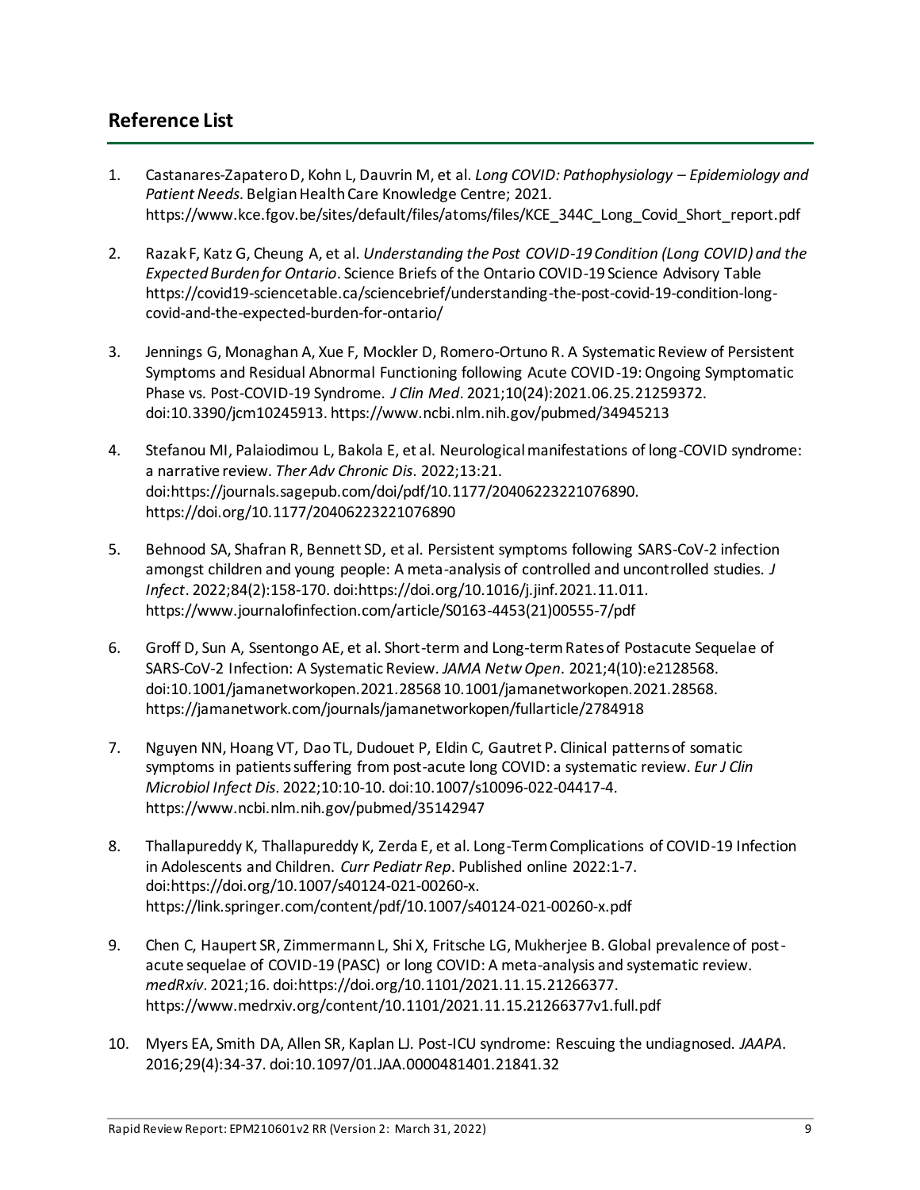## Reference List

1. Castanares-Zapatero D, Kohn L, Dauvrin M, et al. *Long COVID: Pathophysiology – Epidemiology and Patient Needs*. Belgian Health Care Knowledge Centre; 2021. https://www.kce.fgov.be/sites/default/files/atoms/files/KCE_344C_Long_Covid_Short_report.pdf

2. Razak F, Katz G, Cheung A, et al. *Understanding the Post COVID-19 Condition (Long COVID) and the Expected Burden for Ontario*. Science Briefs of the Ontario COVID-19 Science Advisory Table https://covid19-sciencetable.ca/sciencebrief/understanding-the-post-covid-19-condition-long-covid-and-the-expected-burden-for-ontario/

3. Jennings G, Monaghan A, Xue F, Mockler D, Romero-Ortuno R. A Systematic Review of Persistent Symptoms and Residual Abnormal Functioning following Acute COVID-19: Ongoing Symptomatic Phase vs. Post-COVID-19 Syndrome. *J Clin Med*. 2021;10(24):2021.06.25.21259372. doi:10.3390/jcm10245913. https://www.ncbi.nlm.nih.gov/pubmed/34945213

4. Stefanou MI, Palaiodimou L, Bakola E, et al. Neurological manifestations of long-COVID syndrome: a narrative review. *Ther Adv Chronic Dis*. 2022;13:21. doi:https://journals.sagepub.com/doi/pdf/10.1177/20406223221076890. https://doi.org/10.1177/20406223221076890

5. Behnood SA, Shafran R, Bennett SD, et al. Persistent symptoms following SARS-CoV-2 infection amongst children and young people: A meta-analysis of controlled and uncontrolled studies. *J Infect*. 2022;84(2):158-170. doi:https://doi.org/10.1016/j.jinf.2021.11.011. https://www.journalofinfection.com/article/S0163-4453(21)00555-7/pdf

6. Groff D, Sun A, Ssentongo AE, et al. Short-term and Long-term Rates of Postacute Sequelae of SARS-CoV-2 Infection: A Systematic Review. *JAMA Netw Open*. 2021;4(10):e2128568. doi:10.1001/jamanetworkopen.2021.28568 10.1001/jamanetworkopen.2021.28568. https://jamanetwork.com/journals/jamanetworkopen/fullarticle/2784918

7. Nguyen NN, Hoang VT, Dao TL, Dudouet P, Eldin C, Gautret P. Clinical patterns of somatic symptoms in patients suffering from post-acute long COVID: a systematic review. *Eur J Clin Microbiol Infect Dis*. 2022;10:10-10. doi:10.1007/s10096-022-04417-4. https://www.ncbi.nlm.nih.gov/pubmed/35142947

8. Thallapureddy K, Thallapureddy K, Zerda E, et al. Long-Term Complications of COVID-19 Infection in Adolescents and Children. *Curr Pediatr Rep*. Published online 2022:1-7. doi:https://doi.org/10.1007/s40124-021-00260-x. https://link.springer.com/content/pdf/10.1007/s40124-021-00260-x.pdf

9. Chen C, Haupert SR, Zimmermann L, Shi X, Fritsche LG, Mukherjee B. Global prevalence of post-acute sequelae of COVID-19 (PASC) or long COVID: A meta-analysis and systematic review. *medRxiv*. 2021;16. doi:https://doi.org/10.1101/2021.11.15.21266377. https://www.medrxiv.org/content/10.1101/2021.11.15.21266377v1.full.pdf

10. Myers EA, Smith DA, Allen SR, Kaplan LJ. Post-ICU syndrome: Rescuing the undiagnosed. *JAAPA*. 2016;29(4):34-37. doi:10.1097/01.JAA.0000481401.21841.32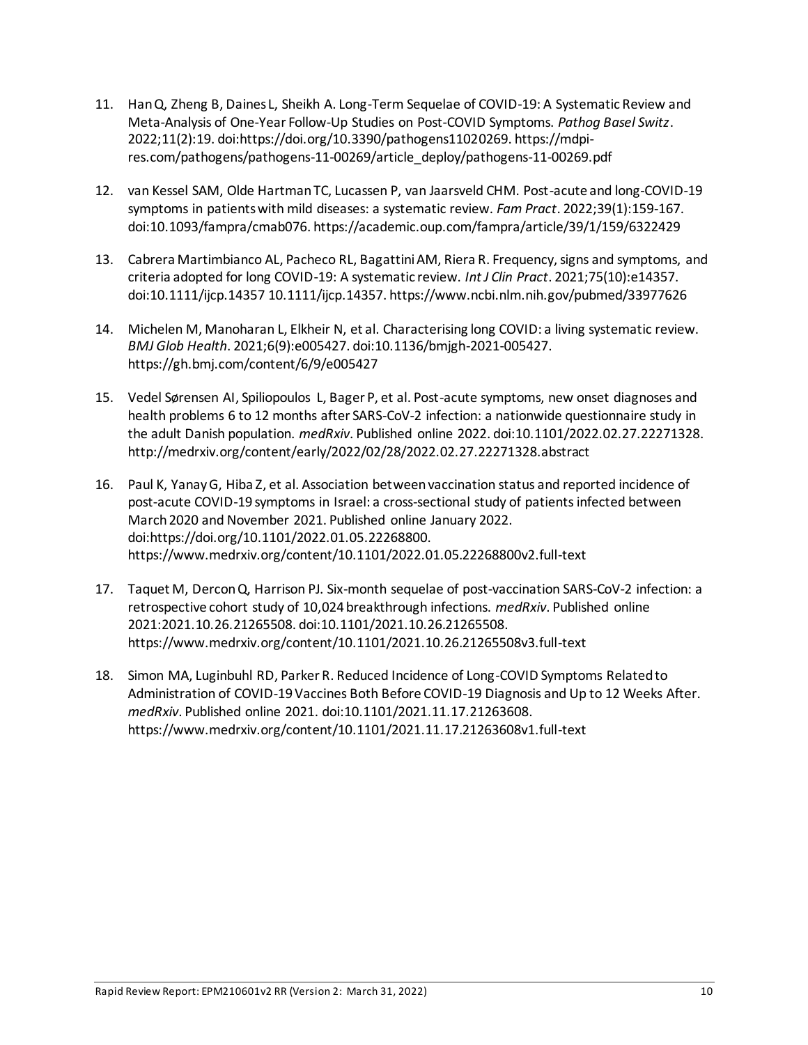11. Han Q, Zheng B, Daines L, Sheikh A. Long-Term Sequelae of COVID-19: A Systematic Review and Meta-Analysis of One-Year Follow-Up Studies on Post-COVID Symptoms. *Pathog Basel Switz*. 2022;11(2):19. doi:https://doi.org/10.3390/pathogens11020269. https://mdpi-res.com/pathogens/pathogens-11-00269/article_deploy/pathogens-11-00269.pdf

12. van Kessel SAM, Olde Hartman TC, Lucassen P, van Jaarsveld CHM. Post-acute and long-COVID-19 symptoms in patients with mild diseases: a systematic review. *Fam Pract*. 2022;39(1):159-167. doi:10.1093/fampra/cmab076. https://academic.oup.com/fampra/article/39/1/159/6322429

13. Cabrera Martimbianco AL, Pacheco RL, Bagattini AM, Riera R. Frequency, signs and symptoms, and criteria adopted for long COVID-19: A systematic review. *Int J Clin Pract*. 2021;75(10):e14357. doi:10.1111/ijcp.14357 10.1111/ijcp.14357. https://www.ncbi.nlm.nih.gov/pubmed/33977626

14. Michelen M, Manoharan L, Elkheir N, et al. Characterising long COVID: a living systematic review. *BMJ Glob Health*. 2021;6(9):e005427. doi:10.1136/bmjgh-2021-005427. https://gh.bmj.com/content/6/9/e005427

15. Vedel Sørensen AI, Spiliopoulos L, Bager P, et al. Post-acute symptoms, new onset diagnoses and health problems 6 to 12 months after SARS-CoV-2 infection: a nationwide questionnaire study in the adult Danish population. *medRxiv*. Published online 2022. doi:10.1101/2022.02.27.22271328. http://medrxiv.org/content/early/2022/02/28/2022.02.27.22271328.abstract

16. Paul K, Yanay G, Hiba Z, et al. Association between vaccination status and reported incidence of post-acute COVID-19 symptoms in Israel: a cross-sectional study of patients infected between March 2020 and November 2021. Published online January 2022. doi:https://doi.org/10.1101/2022.01.05.22268800. https://www.medrxiv.org/content/10.1101/2022.01.05.22268800v2.full-text

17. Taquet M, Dercon Q, Harrison PJ. Six-month sequelae of post-vaccination SARS-CoV-2 infection: a retrospective cohort study of 10,024 breakthrough infections. *medRxiv*. Published online 2021:2021.10.26.21265508. doi:10.1101/2021.10.26.21265508. https://www.medrxiv.org/content/10.1101/2021.10.26.21265508v3.full-text

18. Simon MA, Luginbuhl RD, Parker R. Reduced Incidence of Long-COVID Symptoms Related to Administration of COVID-19 Vaccines Both Before COVID-19 Diagnosis and Up to 12 Weeks After. *medRxiv*. Published online 2021. doi:10.1101/2021.11.17.21263608. https://www.medrxiv.org/content/10.1101/2021.11.17.21263608v1.full-text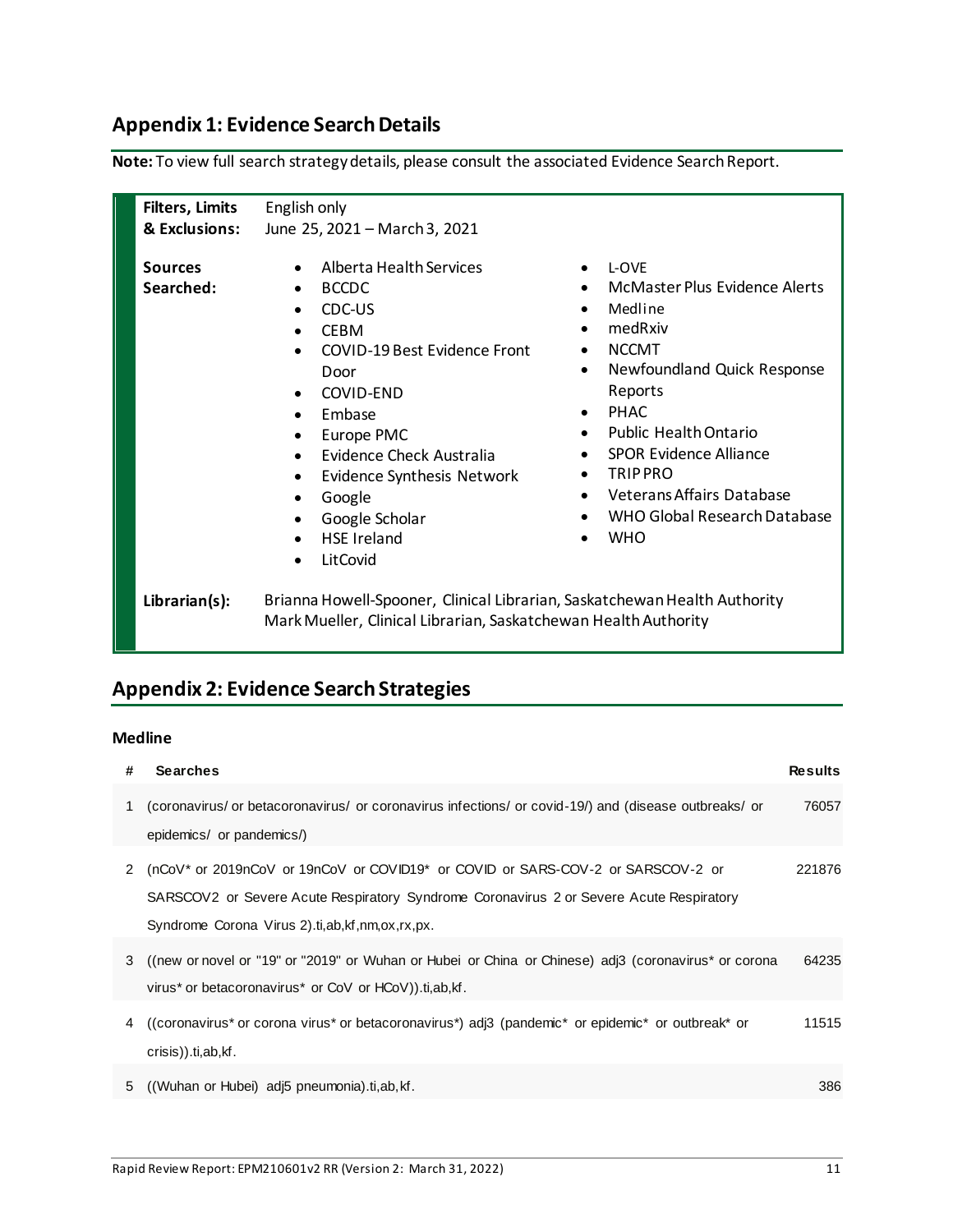## Appendix 1: Evidence Search Details

**Note:** To view full search strategy details, please consult the associated Evidence Search Report.

**Filters, Limits & Exclusions:** English only; June 25, 2021 – March 3, 2021

**Sources Searched:**

- Alberta Health Services
- BCCDC
- CDC-US
- CEBM
- COVID-19 Best Evidence Front Door
- COVID-END
- Embase
- Europe PMC
- Evidence Check Australia
- Evidence Synthesis Network
- Google
- Google Scholar
- HSE Ireland
- LitCovid
- L-OVE
- McMaster Plus Evidence Alerts
- Medline
- medRxiv
- NCCMT
- Newfoundland Quick Response Reports
- PHAC
- Public Health Ontario
- SPOR Evidence Alliance
- TRIP PRO
- Veterans Affairs Database
- WHO Global Research Database
- WHO

**Librarian(s):**

Brianna Howell-Spooner, Clinical Librarian, Saskatchewan Health Authority
Mark Mueller, Clinical Librarian, Saskatchewan Health Authority

## Appendix 2: Evidence Search Strategies

### Medline

| # | Searches | Results |
|---|---|---|
| 1 | (coronavirus/ or betacoronavirus/ or coronavirus infections/ or covid-19/) and (disease outbreaks/ or epidemics/ or pandemics/) | 76057 |
| 2 | (nCoV* or 2019nCoV or 19nCoV or COVID19* or COVID or SARS-COV-2 or SARSCOV-2 or SARSCOV2 or Severe Acute Respiratory Syndrome Coronavirus 2 or Severe Acute Respiratory Syndrome Corona Virus 2).ti,ab,kf,nm,ox,rx,px. | 221876 |
| 3 | ((new or novel or "19" or "2019" or Wuhan or Hubei or China or Chinese) adj3 (coronavirus* or corona virus* or betacoronavirus* or CoV or HCoV)).ti,ab,kf. | 64235 |
| 4 | ((coronavirus* or corona virus* or betacoronavirus*) adj3 (pandemic* or epidemic* or outbreak* or crisis)).ti,ab,kf. | 11515 |
| 5 | ((Wuhan or Hubei) adj5 pneumonia).ti,ab,kf. | 386 |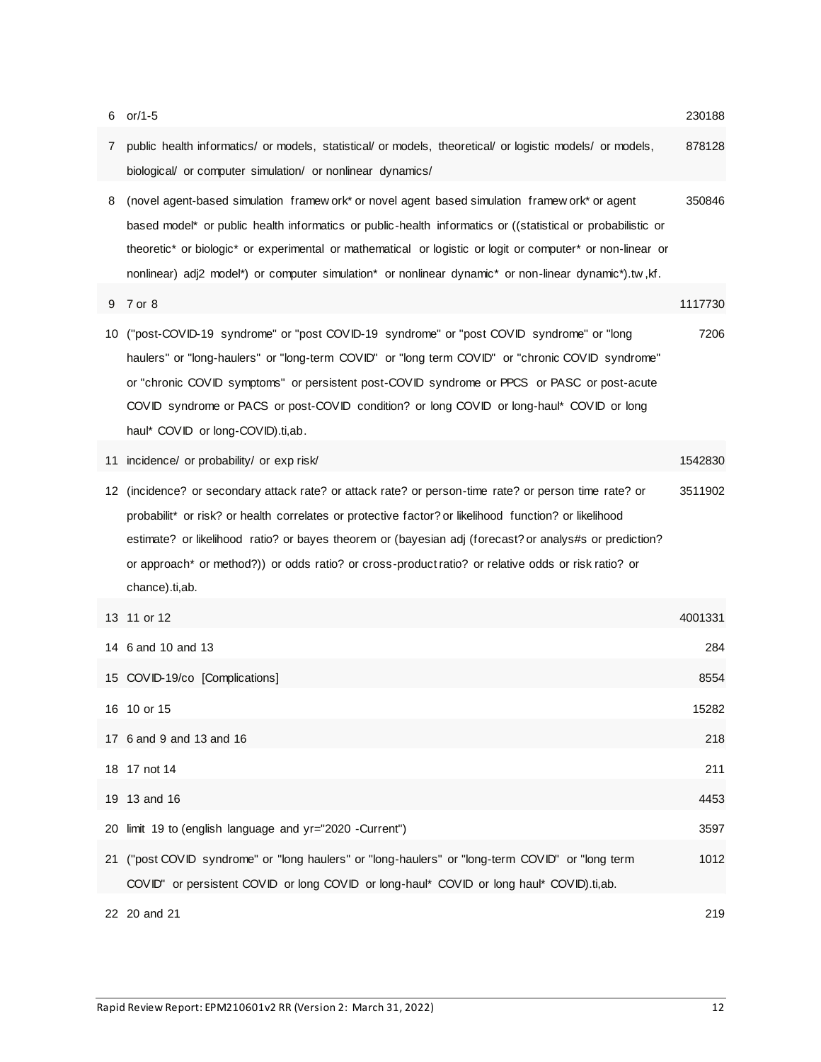| | | |
|---|---|---|
| 6 | or/1-5 | 230188 |
| 7 | public health informatics/ or models, statistical/ or models, theoretical/ or logistic models/ or models, biological/ or computer simulation/ or nonlinear dynamics/ | 878128 |
| 8 | (novel agent-based simulation framework* or novel agent based simulation framework* or agent based model* or public health informatics or public-health informatics or ((statistical or probabilistic or theoretic* or biologic* or experimental or mathematical or logistic or logit or computer* or non-linear or nonlinear) adj2 model*) or computer simulation* or nonlinear dynamic* or non-linear dynamic*).tw,kf. | 350846 |
| 9 | 7 or 8 | 1117730 |
| 10 | ("post-COVID-19 syndrome" or "post COVID-19 syndrome" or "post COVID syndrome" or "long haulers" or "long-haulers" or "long-term COVID" or "long term COVID" or "chronic COVID syndrome" or "chronic COVID symptoms" or persistent post-COVID syndrome or PPCS or PASC or post-acute COVID syndrome or PACS or post-COVID condition? or long COVID or long-haul* COVID or long haul* COVID or long-COVID).ti,ab. | 7206 |
| 11 | incidence/ or probability/ or exp risk/ | 1542830 |
| 12 | (incidence? or secondary attack rate? or attack rate? or person-time rate? or person time rate? or probabilit* or risk? or health correlates or protective factor? or likelihood function? or likelihood estimate? or likelihood ratio? or bayes theorem or (bayesian adj (forecast? or analys#s or prediction? or approach* or method?)) or odds ratio? or cross-product ratio? or relative odds or risk ratio? or chance).ti,ab. | 3511902 |
| 13 | 11 or 12 | 4001331 |
| 14 | 6 and 10 and 13 | 284 |
| 15 | COVID-19/co [Complications] | 8554 |
| 16 | 10 or 15 | 15282 |
| 17 | 6 and 9 and 13 and 16 | 218 |
| 18 | 17 not 14 | 211 |
| 19 | 13 and 16 | 4453 |
| 20 | limit 19 to (english language and yr="2020 -Current") | 3597 |
| 21 | ("post COVID syndrome" or "long haulers" or "long-haulers" or "long-term COVID" or "long term COVID" or persistent COVID or long COVID or long-haul* COVID or long haul* COVID).ti,ab. | 1012 |
| 22 | 20 and 21 | 219 |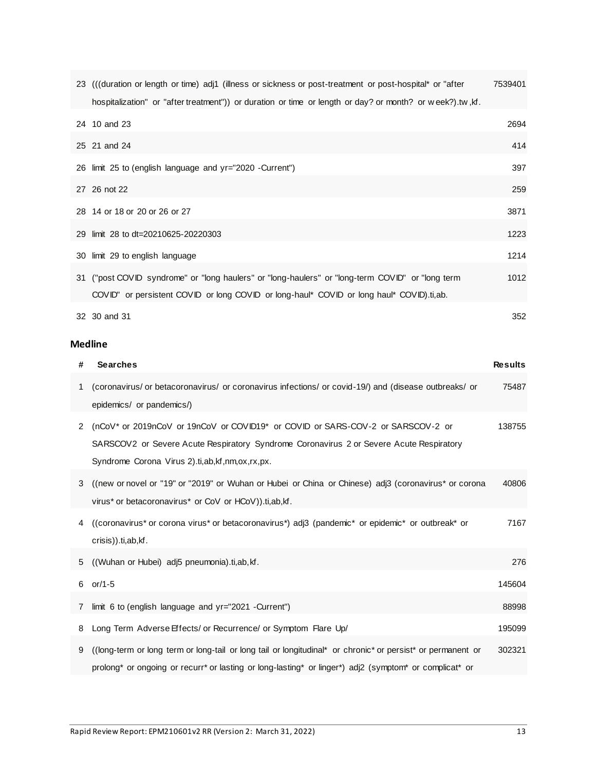| # | Searches | Results |
|---|---|---|
| 23 | (((duration or length or time) adj1 (illness or sickness or post-treatment or post-hospital* or "after hospitalization" or "after treatment")) or duration or time or length or day? or month? or week?).tw,kf. | 7539401 |
| 24 | 10 and 23 | 2694 |
| 25 | 21 and 24 | 414 |
| 26 | limit 25 to (english language and yr="2020 -Current") | 397 |
| 27 | 26 not 22 | 259 |
| 28 | 14 or 18 or 20 or 26 or 27 | 3871 |
| 29 | limit 28 to dt=20210625-20220303 | 1223 |
| 30 | limit 29 to english language | 1214 |
| 31 | ("post COVID syndrome" or "long haulers" or "long-haulers" or "long-term COVID" or "long term COVID" or persistent COVID or long COVID or long-haul* COVID or long haul* COVID).ti,ab. | 1012 |
| 32 | 30 and 31 | 352 |

### Medline

| # | Searches | Results |
|---|---|---|
| 1 | (coronavirus/ or betacoronavirus/ or coronavirus infections/ or covid-19/) and (disease outbreaks/ or epidemics/ or pandemics/) | 75487 |
| 2 | (nCoV* or 2019nCoV or 19nCoV or COVID19* or COVID or SARS-COV-2 or SARSCOV-2 or SARSCOV2 or Severe Acute Respiratory Syndrome Coronavirus 2 or Severe Acute Respiratory Syndrome Corona Virus 2).ti,ab,kf,nm,ox,rx,px. | 138755 |
| 3 | ((new or novel or "19" or "2019" or Wuhan or Hubei or China or Chinese) adj3 (coronavirus* or corona virus* or betacoronavirus* or CoV or HCoV)).ti,ab,kf. | 40806 |
| 4 | ((coronavirus* or corona virus* or betacoronavirus*) adj3 (pandemic* or epidemic* or outbreak* or crisis)).ti,ab,kf. | 7167 |
| 5 | ((Wuhan or Hubei) adj5 pneumonia).ti,ab,kf. | 276 |
| 6 | or/1-5 | 145604 |
| 7 | limit 6 to (english language and yr="2021 -Current") | 88998 |
| 8 | Long Term Adverse Effects/ or Recurrence/ or Symptom Flare Up/ | 195099 |
| 9 | ((long-term or long term or long-tail or long tail or longitudinal* or chronic* or persist* or permanent or prolong* or ongoing or recurr* or lasting or long-lasting* or linger*) adj2 (symptom* or complicat* or | 302321 |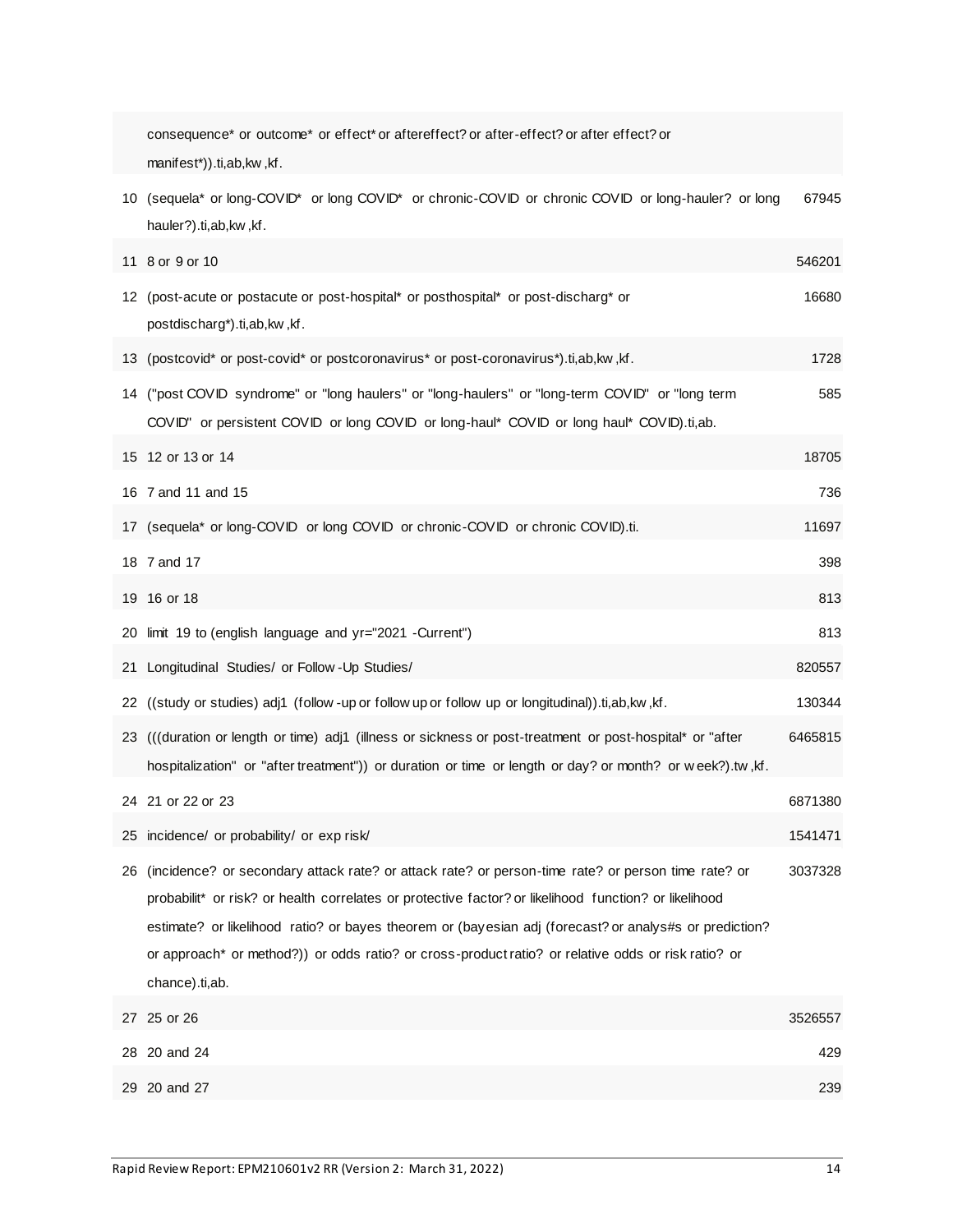| | | |
|---|---|---|
| | consequence* or outcome* or effect* or aftereffect? or after-effect? or after effect? or manifest*)).ti,ab,kw,kf. | |
| 10 | (sequela* or long-COVID* or long COVID* or chronic-COVID or chronic COVID or long-hauler? or long hauler?).ti,ab,kw,kf. | 67945 |
| 11 | 8 or 9 or 10 | 546201 |
| 12 | (post-acute or postacute or post-hospital* or posthospital* or post-discharg* or postdischarg*).ti,ab,kw,kf. | 16680 |
| 13 | (postcovid* or post-covid* or postcoronavirus* or post-coronavirus*).ti,ab,kw,kf. | 1728 |
| 14 | ("post COVID syndrome" or "long haulers" or "long-haulers" or "long-term COVID" or "long term COVID" or persistent COVID or long COVID or long-haul* COVID or long haul* COVID).ti,ab. | 585 |
| 15 | 12 or 13 or 14 | 18705 |
| 16 | 7 and 11 and 15 | 736 |
| 17 | (sequela* or long-COVID or long COVID or chronic-COVID or chronic COVID).ti. | 11697 |
| 18 | 7 and 17 | 398 |
| 19 | 16 or 18 | 813 |
| 20 | limit 19 to (english language and yr="2021 -Current") | 813 |
| 21 | Longitudinal Studies/ or Follow-Up Studies/ | 820557 |
| 22 | ((study or studies) adj1 (follow-up or follow up or follow up or longitudinal)).ti,ab,kw,kf. | 130344 |
| 23 | (((duration or length or time) adj1 (illness or sickness or post-treatment or post-hospital* or "after hospitalization" or "after treatment")) or duration or time or length or day? or month? or week?).tw,kf. | 6465815 |
| 24 | 21 or 22 or 23 | 6871380 |
| 25 | incidence/ or probability/ or exp risk/ | 1541471 |
| 26 | (incidence? or secondary attack rate? or attack rate? or person-time rate? or person time rate? or probabilit* or risk? or health correlates or protective factor? or likelihood function? or likelihood estimate? or likelihood ratio? or bayes theorem or (bayesian adj (forecast? or analys#s or prediction? or approach* or method?)) or odds ratio? or cross-product ratio? or relative odds or risk ratio? or chance).ti,ab. | 3037328 |
| 27 | 25 or 26 | 3526557 |
| 28 | 20 and 24 | 429 |
| 29 | 20 and 27 | 239 |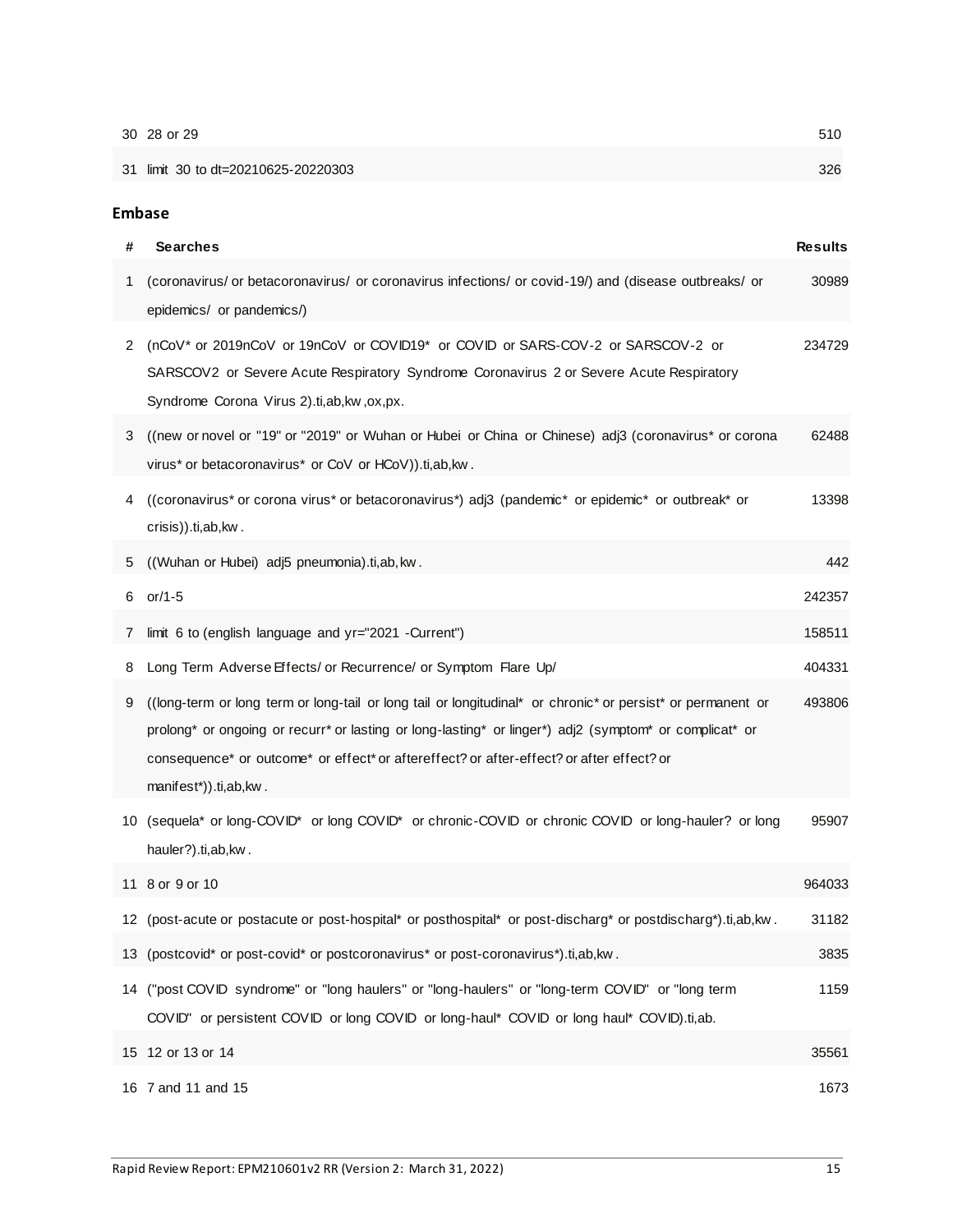| | | |
|---|---|---|
| 30 | 28 or 29 | 510 |
| 31 | limit 30 to dt=20210625-20220303 | 326 |

**Embase**

| # | Searches | Results |
|---|---|---|
| 1 | (coronavirus/ or betacoronavirus/ or coronavirus infections/ or covid-19/) and (disease outbreaks/ or epidemics/ or pandemics/) | 30989 |
| 2 | (nCoV* or 2019nCoV or 19nCoV or COVID19* or COVID or SARS-COV-2 or SARSCOV-2 or SARSCOV2 or Severe Acute Respiratory Syndrome Coronavirus 2 or Severe Acute Respiratory Syndrome Corona Virus 2).ti,ab,kw,ox,px. | 234729 |
| 3 | ((new or novel or "19" or "2019" or Wuhan or Hubei or China or Chinese) adj3 (coronavirus* or corona virus* or betacoronavirus* or CoV or HCoV)).ti,ab,kw. | 62488 |
| 4 | ((coronavirus* or corona virus* or betacoronavirus*) adj3 (pandemic* or epidemic* or outbreak* or crisis)).ti,ab,kw. | 13398 |
| 5 | ((Wuhan or Hubei) adj5 pneumonia).ti,ab,kw. | 442 |
| 6 | or/1-5 | 242357 |
| 7 | limit 6 to (english language and yr="2021 -Current") | 158511 |
| 8 | Long Term Adverse Effects/ or Recurrence/ or Symptom Flare Up/ | 404331 |
| 9 | ((long-term or long term or long-tail or long tail or longitudinal* or chronic* or persist* or permanent or prolong* or ongoing or recurr* or lasting or long-lasting* or linger*) adj2 (symptom* or complicat* or consequence* or outcome* or effect* or aftereffect? or after-effect? or after effect? or manifest*)).ti,ab,kw. | 493806 |
| 10 | (sequela* or long-COVID* or long COVID* or chronic-COVID or chronic COVID or long-hauler? or long hauler?).ti,ab,kw. | 95907 |
| 11 | 8 or 9 or 10 | 964033 |
| 12 | (post-acute or postacute or post-hospital* or posthospital* or post-discharg* or postdischarg*).ti,ab,kw. | 31182 |
| 13 | (postcovid* or post-covid* or postcoronavirus* or post-coronavirus*).ti,ab,kw. | 3835 |
| 14 | ("post COVID syndrome" or "long haulers" or "long-haulers" or "long-term COVID" or "long term COVID" or persistent COVID or long COVID or long-haul* COVID or long haul* COVID).ti,ab. | 1159 |
| 15 | 12 or 13 or 14 | 35561 |
| 16 | 7 and 11 and 15 | 1673 |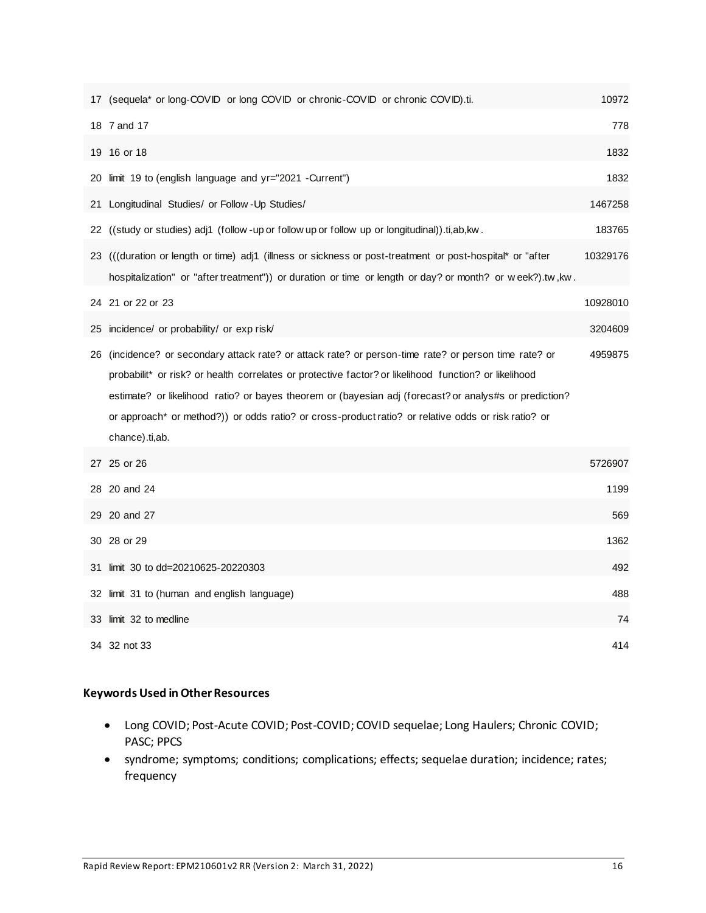| | | |
|---|---|---|
| 17 | (sequela* or long-COVID or long COVID or chronic-COVID or chronic COVID).ti. | 10972 |
| 18 | 7 and 17 | 778 |
| 19 | 16 or 18 | 1832 |
| 20 | limit 19 to (english language and yr="2021 -Current") | 1832 |
| 21 | Longitudinal Studies/ or Follow-Up Studies/ | 1467258 |
| 22 | ((study or studies) adj1 (follow-up or follow up or follow up or longitudinal)).ti,ab,kw. | 183765 |
| 23 | (((duration or length or time) adj1 (illness or sickness or post-treatment or post-hospital* or "after hospitalization" or "after treatment")) or duration or time or length or day? or month? or week?).tw,kw. | 10329176 |
| 24 | 21 or 22 or 23 | 10928010 |
| 25 | incidence/ or probability/ or exp risk/ | 3204609 |
| 26 | (incidence? or secondary attack rate? or attack rate? or person-time rate? or person time rate? or probabilit* or risk? or health correlates or protective factor? or likelihood function? or likelihood estimate? or likelihood ratio? or bayes theorem or (bayesian adj (forecast? or analys#s or prediction? or approach* or method?)) or odds ratio? or cross-product ratio? or relative odds or risk ratio? or chance).ti,ab. | 4959875 |
| 27 | 25 or 26 | 5726907 |
| 28 | 20 and 24 | 1199 |
| 29 | 20 and 27 | 569 |
| 30 | 28 or 29 | 1362 |
| 31 | limit 30 to dd=20210625-20220303 | 492 |
| 32 | limit 31 to (human and english language) | 488 |
| 33 | limit 32 to medline | 74 |
| 34 | 32 not 33 | 414 |

### Keywords Used in Other Resources

- Long COVID; Post-Acute COVID; Post-COVID; COVID sequelae; Long Haulers; Chronic COVID; PASC; PPCS
- syndrome; symptoms; conditions; complications; effects; sequelae duration; incidence; rates; frequency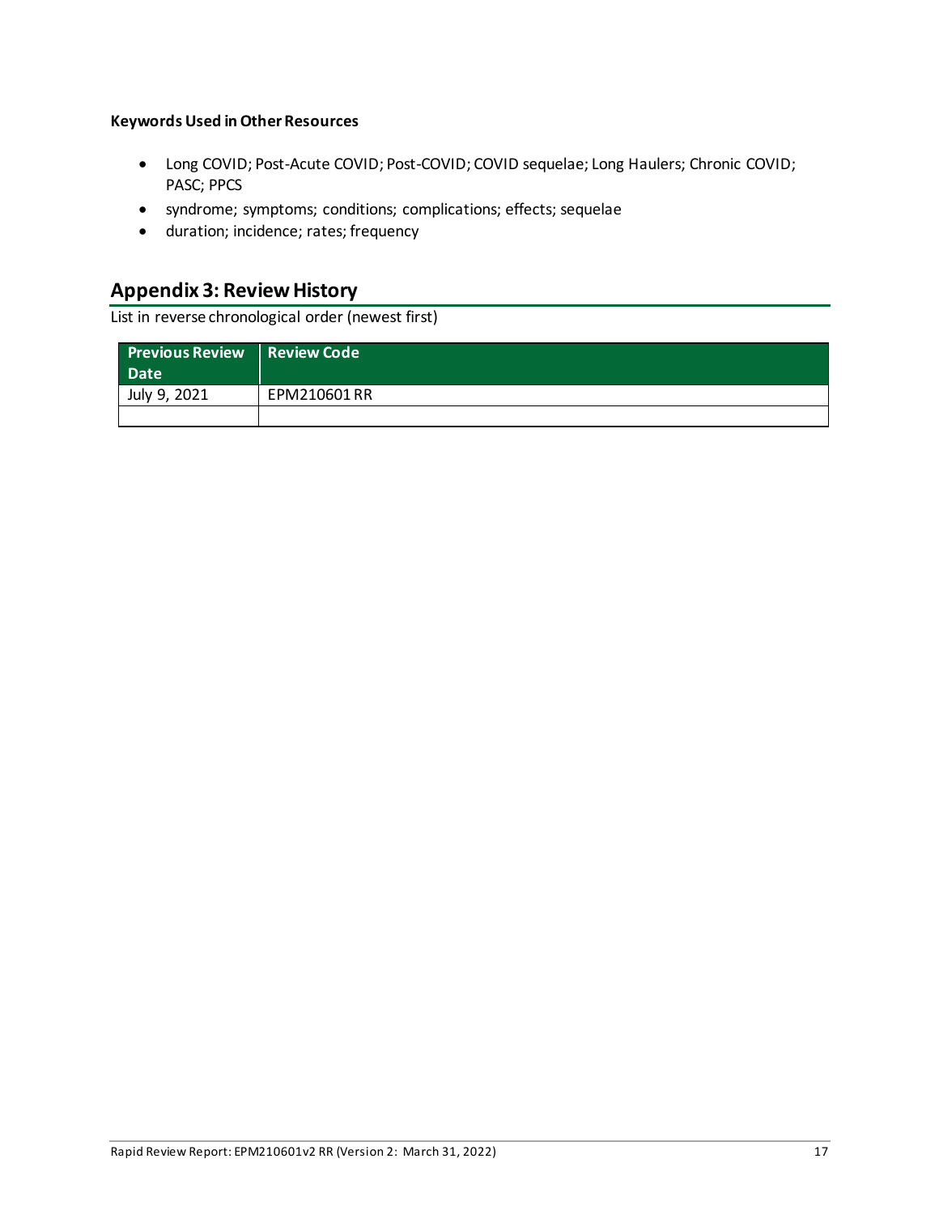**Keywords Used in Other Resources**

- Long COVID; Post-Acute COVID; Post-COVID; COVID sequelae; Long Haulers; Chronic COVID; PASC; PPCS
- syndrome; symptoms; conditions; complications; effects; sequelae
- duration; incidence; rates; frequency

## Appendix 3: Review History

List in reverse chronological order (newest first)

| Previous Review Date | Review Code |
|---|---|
| July 9, 2021 | EPM210601 RR |
| | |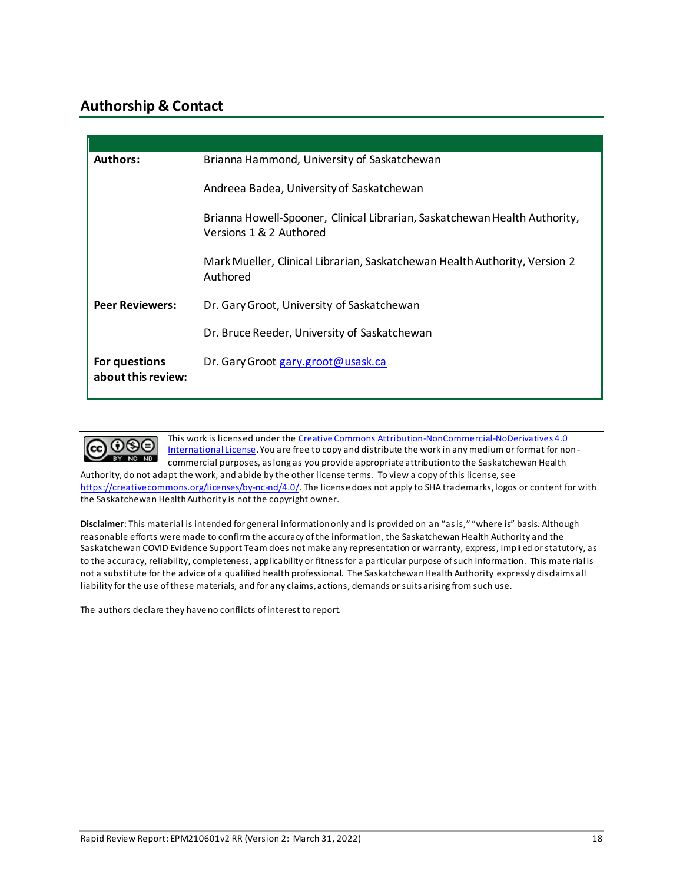## Authorship & Contact

| | |
|---|---|
| **Authors:** | Brianna Hammond, University of Saskatchewan |
| | Andreea Badea, University of Saskatchewan |
| | Brianna Howell-Spooner, Clinical Librarian, Saskatchewan Health Authority, Versions 1 & 2 Authored |
| | Mark Mueller, Clinical Librarian, Saskatchewan Health Authority, Version 2 Authored |
| **Peer Reviewers:** | Dr. Gary Groot, University of Saskatchewan |
| | Dr. Bruce Reeder, University of Saskatchewan |
| **For questions about this review:** | Dr. Gary Groot gary.groot@usask.ca |

This work is licensed under the Creative Commons Attribution-NonCommercial-NoDerivatives 4.0 International License. You are free to copy and distribute the work in any medium or format for non-commercial purposes, as long as you provide appropriate attribution to the Saskatchewan Health Authority, do not adapt the work, and abide by the other license terms. To view a copy of this license, see https://creativecommons.org/licenses/by-nc-nd/4.0/. The license does not apply to SHA trademarks, logos or content for with the Saskatchewan Health Authority is not the copyright owner.

**Disclaimer**: This material is intended for general information only and is provided on an "as is," "where is" basis. Although reasonable efforts were made to confirm the accuracy of the information, the Saskatchewan Health Authority and the Saskatchewan COVID Evidence Support Team does not make any representation or warranty, express, implied or statutory, as to the accuracy, reliability, completeness, applicability or fitness for a particular purpose of such information. This material is not a substitute for the advice of a qualified health professional. The Saskatchewan Health Authority expressly disclaims all liability for the use of these materials, and for any claims, actions, demands or suits arising from such use.

The authors declare they have no conflicts of interest to report.